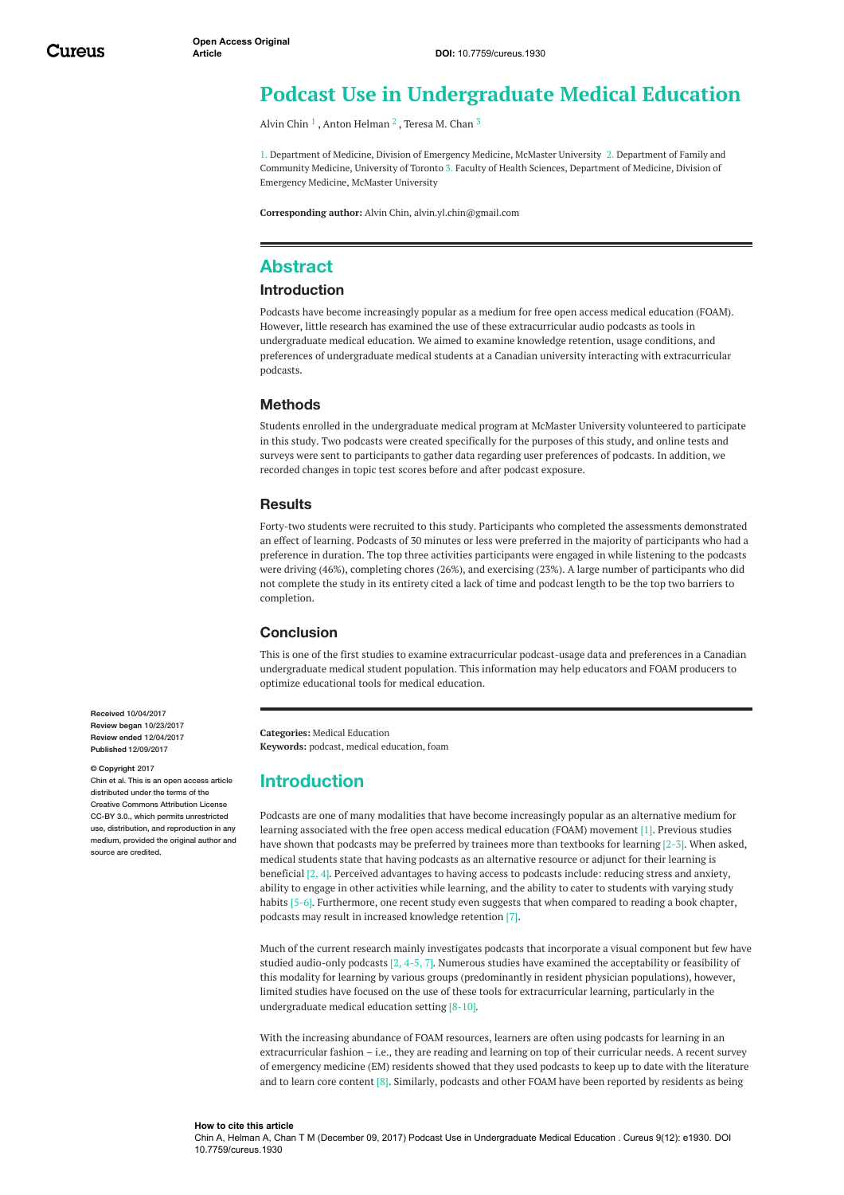Open Access Original Article

DOI: 10.7759/cureus.1930

# Podcast Use in Undergraduate Medical Education

Alvin Chin [1] , Anton Helman [2] , Teresa M. Chan [3]

1. Department of Medicine, Division of Emergency Medicine, McMaster University 2. Department of Family and Community Medicine, University of Toronto 3. Faculty of Health Sciences, Department of Medicine, Division of Emergency Medicine, McMaster University

**Corresponding author:** Alvin Chin, alvin.yl.chin@gmail.com

## Abstract

### Introduction

Podcasts have become increasingly popular as a medium for free open access medical education (FOAM). However, little research has examined the use of these extracurricular audio podcasts as tools in undergraduate medical education. We aimed to examine knowledge retention, usage conditions, and preferences of undergraduate medical students at a Canadian university interacting with extracurricular podcasts.

### Methods

Students enrolled in the undergraduate medical program at McMaster University volunteered to participate in this study. Two podcasts were created specifically for the purposes of this study, and online tests and surveys were sent to participants to gather data regarding user preferences of podcasts. In addition, we recorded changes in topic test scores before and after podcast exposure.

### Results

Forty-two students were recruited to this study. Participants who completed the assessments demonstrated an effect of learning. Podcasts of 30 minutes or less were preferred in the majority of participants who had a preference in duration. The top three activities participants were engaged in while listening to the podcasts were driving (46%), completing chores (26%), and exercising (23%). A large number of participants who did not complete the study in its entirety cited a lack of time and podcast length to be the top two barriers to completion.

### Conclusion

This is one of the first studies to examine extracurricular podcast-usage data and preferences in a Canadian undergraduate medical student population. This information may help educators and FOAM producers to optimize educational tools for medical education.

**Received** 10/04/2017
**Review began** 10/23/2017
**Review ended** 12/04/2017
**Published** 12/09/2017

**© Copyright** 2017
Chin et al. This is an open access article distributed under the terms of the Creative Commons Attribution License CC-BY 3.0., which permits unrestricted use, distribution, and reproduction in any medium, provided the original author and source are credited.

**Categories:** Medical Education
**Keywords:** podcast, medical education, foam

## Introduction

Podcasts are one of many modalities that have become increasingly popular as an alternative medium for learning associated with the free open access medical education (FOAM) movement [1]. Previous studies have shown that podcasts may be preferred by trainees more than textbooks for learning [2-3]. When asked, medical students state that having podcasts as an alternative resource or adjunct for their learning is beneficial [2, 4]. Perceived advantages to having access to podcasts include: reducing stress and anxiety, ability to engage in other activities while learning, and the ability to cater to students with varying study habits [5-6]. Furthermore, one recent study even suggests that when compared to reading a book chapter, podcasts may result in increased knowledge retention [7].

Much of the current research mainly investigates podcasts that incorporate a visual component but few have studied audio-only podcasts [2, 4-5, 7]. Numerous studies have examined the acceptability or feasibility of this modality for learning by various groups (predominantly in resident physician populations), however, limited studies have focused on the use of these tools for extracurricular learning, particularly in the undergraduate medical education setting [8-10].

With the increasing abundance of FOAM resources, learners are often using podcasts for learning in an extracurricular fashion – i.e., they are reading and learning on top of their curricular needs. A recent survey of emergency medicine (EM) residents showed that they used podcasts to keep up to date with the literature and to learn core content [8]. Similarly, podcasts and other FOAM have been reported by residents as being

**How to cite this article**
Chin A, Helman A, Chan T M (December 09, 2017) Podcast Use in Undergraduate Medical Education . Cureus 9(12): e1930. DOI 10.7759/cureus.1930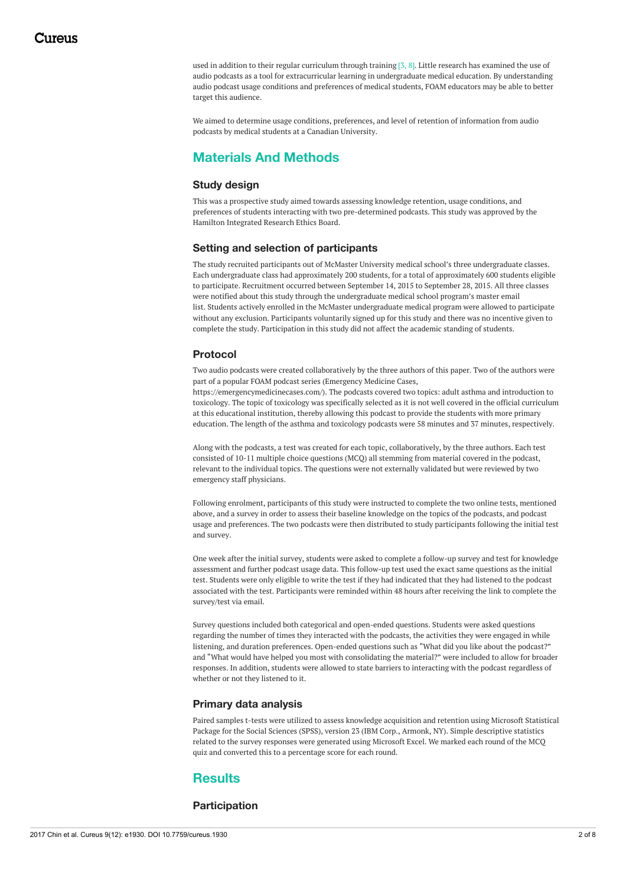used in addition to their regular curriculum through training [3, 8]. Little research has examined the use of audio podcasts as a tool for extracurricular learning in undergraduate medical education. By understanding audio podcast usage conditions and preferences of medical students, FOAM educators may be able to better target this audience.

We aimed to determine usage conditions, preferences, and level of retention of information from audio podcasts by medical students at a Canadian University.

## Materials And Methods

### Study design

This was a prospective study aimed towards assessing knowledge retention, usage conditions, and preferences of students interacting with two pre-determined podcasts. This study was approved by the Hamilton Integrated Research Ethics Board.

### Setting and selection of participants

The study recruited participants out of McMaster University medical school's three undergraduate classes. Each undergraduate class had approximately 200 students, for a total of approximately 600 students eligible to participate. Recruitment occurred between September 14, 2015 to September 28, 2015. All three classes were notified about this study through the undergraduate medical school program's master email list. Students actively enrolled in the McMaster undergraduate medical program were allowed to participate without any exclusion. Participants voluntarily signed up for this study and there was no incentive given to complete the study. Participation in this study did not affect the academic standing of students.

### Protocol

Two audio podcasts were created collaboratively by the three authors of this paper. Two of the authors were part of a popular FOAM podcast series (Emergency Medicine Cases, https://emergencymedicinecases.com/). The podcasts covered two topics: adult asthma and introduction to toxicology. The topic of toxicology was specifically selected as it is not well covered in the official curriculum at this educational institution, thereby allowing this podcast to provide the students with more primary education. The length of the asthma and toxicology podcasts were 58 minutes and 37 minutes, respectively.

Along with the podcasts, a test was created for each topic, collaboratively, by the three authors. Each test consisted of 10-11 multiple choice questions (MCQ) all stemming from material covered in the podcast, relevant to the individual topics. The questions were not externally validated but were reviewed by two emergency staff physicians.

Following enrolment, participants of this study were instructed to complete the two online tests, mentioned above, and a survey in order to assess their baseline knowledge on the topics of the podcasts, and podcast usage and preferences. The two podcasts were then distributed to study participants following the initial test and survey.

One week after the initial survey, students were asked to complete a follow-up survey and test for knowledge assessment and further podcast usage data. This follow-up test used the exact same questions as the initial test. Students were only eligible to write the test if they had indicated that they had listened to the podcast associated with the test. Participants were reminded within 48 hours after receiving the link to complete the survey/test via email.

Survey questions included both categorical and open-ended questions. Students were asked questions regarding the number of times they interacted with the podcasts, the activities they were engaged in while listening, and duration preferences. Open-ended questions such as "What did you like about the podcast?" and "What would have helped you most with consolidating the material?" were included to allow for broader responses. In addition, students were allowed to state barriers to interacting with the podcast regardless of whether or not they listened to it.

### Primary data analysis

Paired samples t-tests were utilized to assess knowledge acquisition and retention using Microsoft Statistical Package for the Social Sciences (SPSS), version 23 (IBM Corp., Armonk, NY). Simple descriptive statistics related to the survey responses were generated using Microsoft Excel. We marked each round of the MCQ quiz and converted this to a percentage score for each round.

## Results

### Participation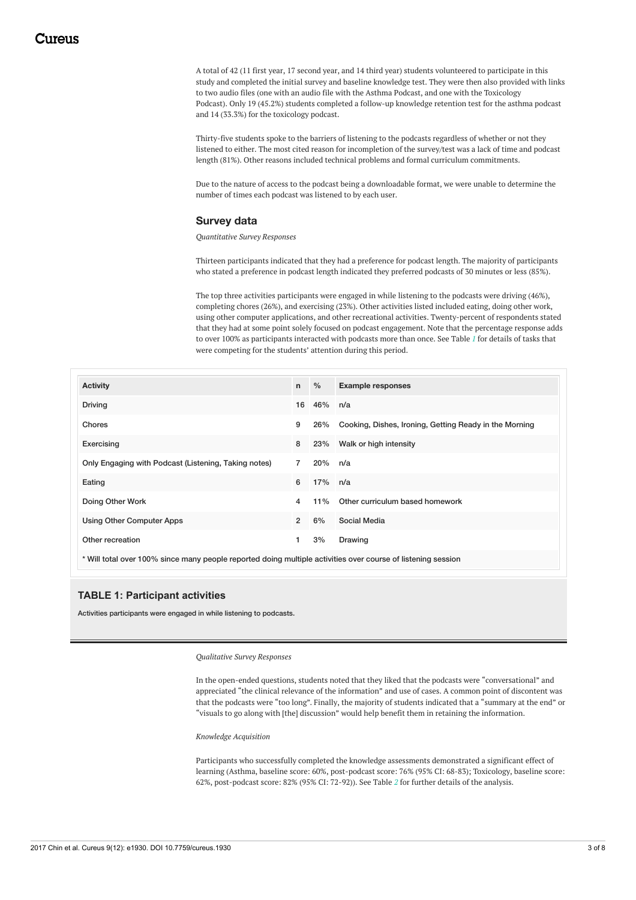A total of 42 (11 first year, 17 second year, and 14 third year) students volunteered to participate in this study and completed the initial survey and baseline knowledge test. They were then also provided with links to two audio files (one with an audio file with the Asthma Podcast, and one with the Toxicology Podcast). Only 19 (45.2%) students completed a follow-up knowledge retention test for the asthma podcast and 14 (33.3%) for the toxicology podcast.

Thirty-five students spoke to the barriers of listening to the podcasts regardless of whether or not they listened to either. The most cited reason for incompletion of the survey/test was a lack of time and podcast length (81%). Other reasons included technical problems and formal curriculum commitments.

Due to the nature of access to the podcast being a downloadable format, we were unable to determine the number of times each podcast was listened to by each user.

## Survey data

*Quantitative Survey Responses*

Thirteen participants indicated that they had a preference for podcast length. The majority of participants who stated a preference in podcast length indicated they preferred podcasts of 30 minutes or less (85%).

The top three activities participants were engaged in while listening to the podcasts were driving (46%), completing chores (26%), and exercising (23%). Other activities listed included eating, doing other work, using other computer applications, and other recreational activities. Twenty-percent of respondents stated that they had at some point solely focused on podcast engagement. Note that the percentage response adds to over 100% as participants interacted with podcasts more than once. See Table 1 for details of tasks that were competing for the students' attention during this period.

| Activity | n | % | Example responses |
|---|---|---|---|
| Driving | 16 | 46% | n/a |
| Chores | 9 | 26% | Cooking, Dishes, Ironing, Getting Ready in the Morning |
| Exercising | 8 | 23% | Walk or high intensity |
| Only Engaging with Podcast (Listening, Taking notes) | 7 | 20% | n/a |
| Eating | 6 | 17% | n/a |
| Doing Other Work | 4 | 11% | Other curriculum based homework |
| Using Other Computer Apps | 2 | 6% | Social Media |
| Other recreation | 1 | 3% | Drawing |

* Will total over 100% since many people reported doing multiple activities over course of listening session

**TABLE 1: Participant activities**

Activities participants were engaged in while listening to podcasts.

*Qualitative Survey Responses*

In the open-ended questions, students noted that they liked that the podcasts were "conversational" and appreciated "the clinical relevance of the information" and use of cases. A common point of discontent was that the podcasts were "too long". Finally, the majority of students indicated that a "summary at the end" or "visuals to go along with [the] discussion" would help benefit them in retaining the information.

*Knowledge Acquisition*

Participants who successfully completed the knowledge assessments demonstrated a significant effect of learning (Asthma, baseline score: 60%, post-podcast score: 76% (95% CI: 68-83); Toxicology, baseline score: 62%, post-podcast score: 82% (95% CI: 72-92)). See Table 2 for further details of the analysis.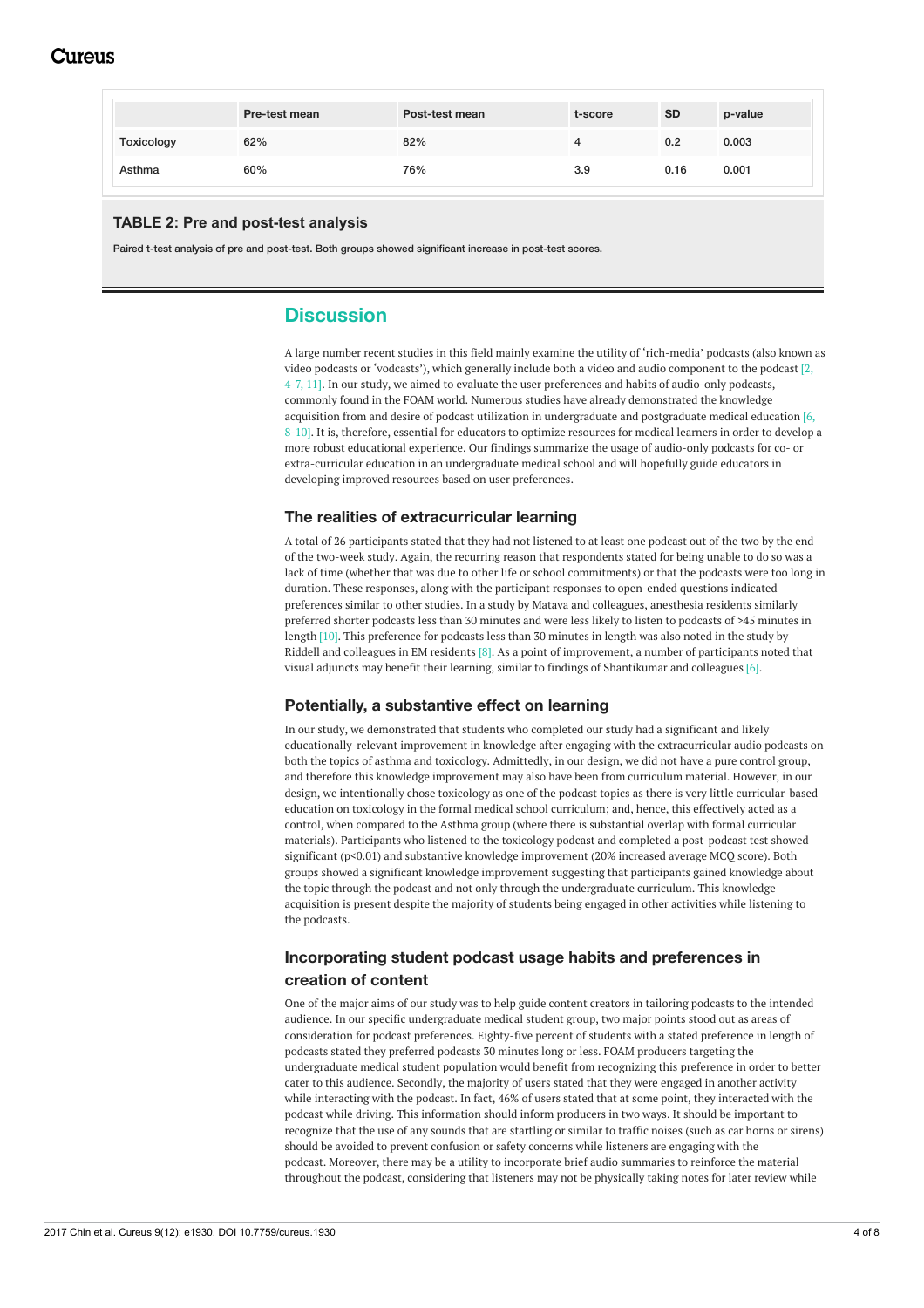|  | Pre-test mean | Post-test mean | t-score | SD | p-value |
| --- | --- | --- | --- | --- | --- |
| Toxicology | 62% | 82% | 4 | 0.2 | 0.003 |
| Asthma | 60% | 76% | 3.9 | 0.16 | 0.001 |

**TABLE 2: Pre and post-test analysis**

Paired t-test analysis of pre and post-test. Both groups showed significant increase in post-test scores.

## Discussion

A large number recent studies in this field mainly examine the utility of 'rich-media' podcasts (also known as video podcasts or 'vodcasts'), which generally include both a video and audio component to the podcast [2, 4-7, 11]. In our study, we aimed to evaluate the user preferences and habits of audio-only podcasts, commonly found in the FOAM world. Numerous studies have already demonstrated the knowledge acquisition from and desire of podcast utilization in undergraduate and postgraduate medical education [6, 8-10]. It is, therefore, essential for educators to optimize resources for medical learners in order to develop a more robust educational experience. Our findings summarize the usage of audio-only podcasts for co- or extra-curricular education in an undergraduate medical school and will hopefully guide educators in developing improved resources based on user preferences.

### The realities of extracurricular learning

A total of 26 participants stated that they had not listened to at least one podcast out of the two by the end of the two-week study. Again, the recurring reason that respondents stated for being unable to do so was a lack of time (whether that was due to other life or school commitments) or that the podcasts were too long in duration. These responses, along with the participant responses to open-ended questions indicated preferences similar to other studies. In a study by Matava and colleagues, anesthesia residents similarly preferred shorter podcasts less than 30 minutes and were less likely to listen to podcasts of >45 minutes in length [10]. This preference for podcasts less than 30 minutes in length was also noted in the study by Riddell and colleagues in EM residents [8]. As a point of improvement, a number of participants noted that visual adjuncts may benefit their learning, similar to findings of Shantikumar and colleagues [6].

### Potentially, a substantive effect on learning

In our study, we demonstrated that students who completed our study had a significant and likely educationally-relevant improvement in knowledge after engaging with the extracurricular audio podcasts on both the topics of asthma and toxicology. Admittedly, in our design, we did not have a pure control group, and therefore this knowledge improvement may also have been from curriculum material. However, in our design, we intentionally chose toxicology as one of the podcast topics as there is very little curricular-based education on toxicology in the formal medical school curriculum; and, hence, this effectively acted as a control, when compared to the Asthma group (where there is substantial overlap with formal curricular materials). Participants who listened to the toxicology podcast and completed a post-podcast test showed significant ($p<0.01$) and substantive knowledge improvement (20% increased average MCQ score). Both groups showed a significant knowledge improvement suggesting that participants gained knowledge about the topic through the podcast and not only through the undergraduate curriculum. This knowledge acquisition is present despite the majority of students being engaged in other activities while listening to the podcasts.

### Incorporating student podcast usage habits and preferences in creation of content

One of the major aims of our study was to help guide content creators in tailoring podcasts to the intended audience. In our specific undergraduate medical student group, two major points stood out as areas of consideration for podcast preferences. Eighty-five percent of students with a stated preference in length of podcasts stated they preferred podcasts 30 minutes long or less. FOAM producers targeting the undergraduate medical student population would benefit from recognizing this preference in order to better cater to this audience. Secondly, the majority of users stated that they were engaged in another activity while interacting with the podcast. In fact, 46% of users stated that at some point, they interacted with the podcast while driving. This information should inform producers in two ways. It should be important to recognize that the use of any sounds that are startling or similar to traffic noises (such as car horns or sirens) should be avoided to prevent confusion or safety concerns while listeners are engaging with the podcast. Moreover, there may be a utility to incorporate brief audio summaries to reinforce the material throughout the podcast, considering that listeners may not be physically taking notes for later review while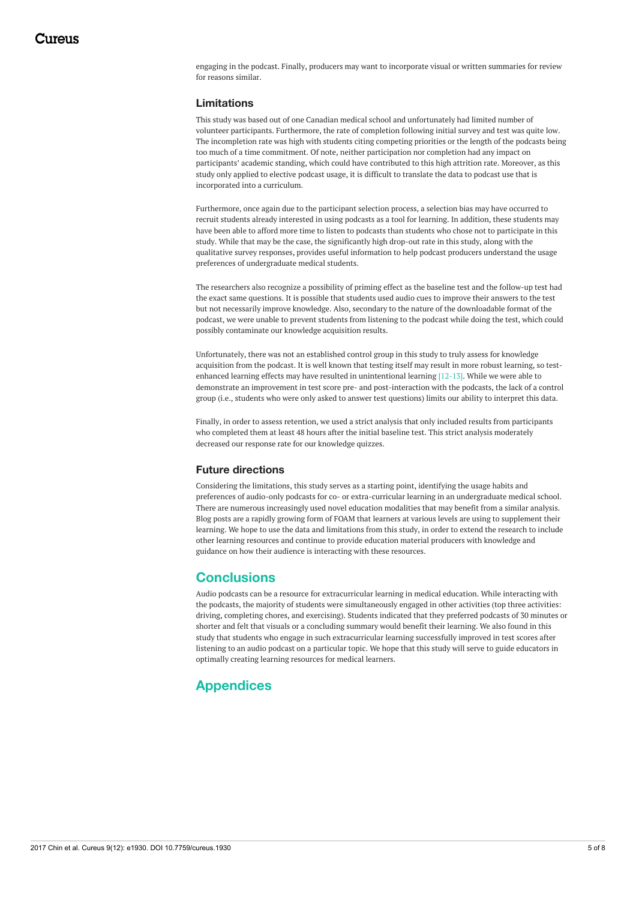engaging in the podcast. Finally, producers may want to incorporate visual or written summaries for review for reasons similar.

### Limitations

This study was based out of one Canadian medical school and unfortunately had limited number of volunteer participants. Furthermore, the rate of completion following initial survey and test was quite low. The incompletion rate was high with students citing competing priorities or the length of the podcasts being too much of a time commitment. Of note, neither participation nor completion had any impact on participants' academic standing, which could have contributed to this high attrition rate. Moreover, as this study only applied to elective podcast usage, it is difficult to translate the data to podcast use that is incorporated into a curriculum.

Furthermore, once again due to the participant selection process, a selection bias may have occurred to recruit students already interested in using podcasts as a tool for learning. In addition, these students may have been able to afford more time to listen to podcasts than students who chose not to participate in this study. While that may be the case, the significantly high drop-out rate in this study, along with the qualitative survey responses, provides useful information to help podcast producers understand the usage preferences of undergraduate medical students.

The researchers also recognize a possibility of priming effect as the baseline test and the follow-up test had the exact same questions. It is possible that students used audio cues to improve their answers to the test but not necessarily improve knowledge. Also, secondary to the nature of the downloadable format of the podcast, we were unable to prevent students from listening to the podcast while doing the test, which could possibly contaminate our knowledge acquisition results.

Unfortunately, there was not an established control group in this study to truly assess for knowledge acquisition from the podcast. It is well known that testing itself may result in more robust learning, so test-enhanced learning effects may have resulted in unintentional learning [12-13]. While we were able to demonstrate an improvement in test score pre- and post-interaction with the podcasts, the lack of a control group (i.e., students who were only asked to answer test questions) limits our ability to interpret this data.

Finally, in order to assess retention, we used a strict analysis that only included results from participants who completed them at least 48 hours after the initial baseline test. This strict analysis moderately decreased our response rate for our knowledge quizzes.

### Future directions

Considering the limitations, this study serves as a starting point, identifying the usage habits and preferences of audio-only podcasts for co- or extra-curricular learning in an undergraduate medical school. There are numerous increasingly used novel education modalities that may benefit from a similar analysis. Blog posts are a rapidly growing form of FOAM that learners at various levels are using to supplement their learning. We hope to use the data and limitations from this study, in order to extend the research to include other learning resources and continue to provide education material producers with knowledge and guidance on how their audience is interacting with these resources.

## Conclusions

Audio podcasts can be a resource for extracurricular learning in medical education. While interacting with the podcasts, the majority of students were simultaneously engaged in other activities (top three activities: driving, completing chores, and exercising). Students indicated that they preferred podcasts of 30 minutes or shorter and felt that visuals or a concluding summary would benefit their learning. We also found in this study that students who engage in such extracurricular learning successfully improved in test scores after listening to an audio podcast on a particular topic. We hope that this study will serve to guide educators in optimally creating learning resources for medical learners.

## Appendices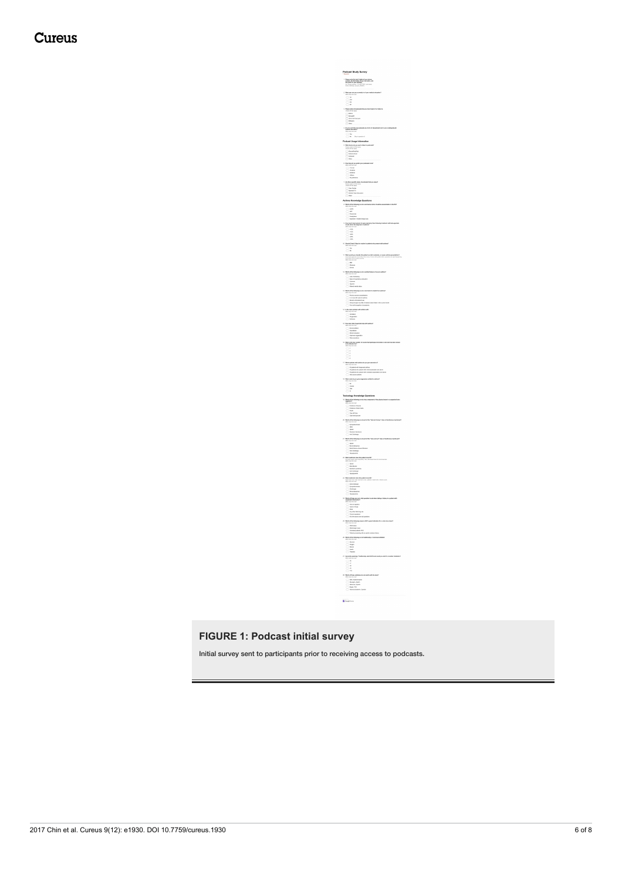**FIGURE 1: Podcast initial survey**

Initial survey sent to participants prior to receiving access to podcasts.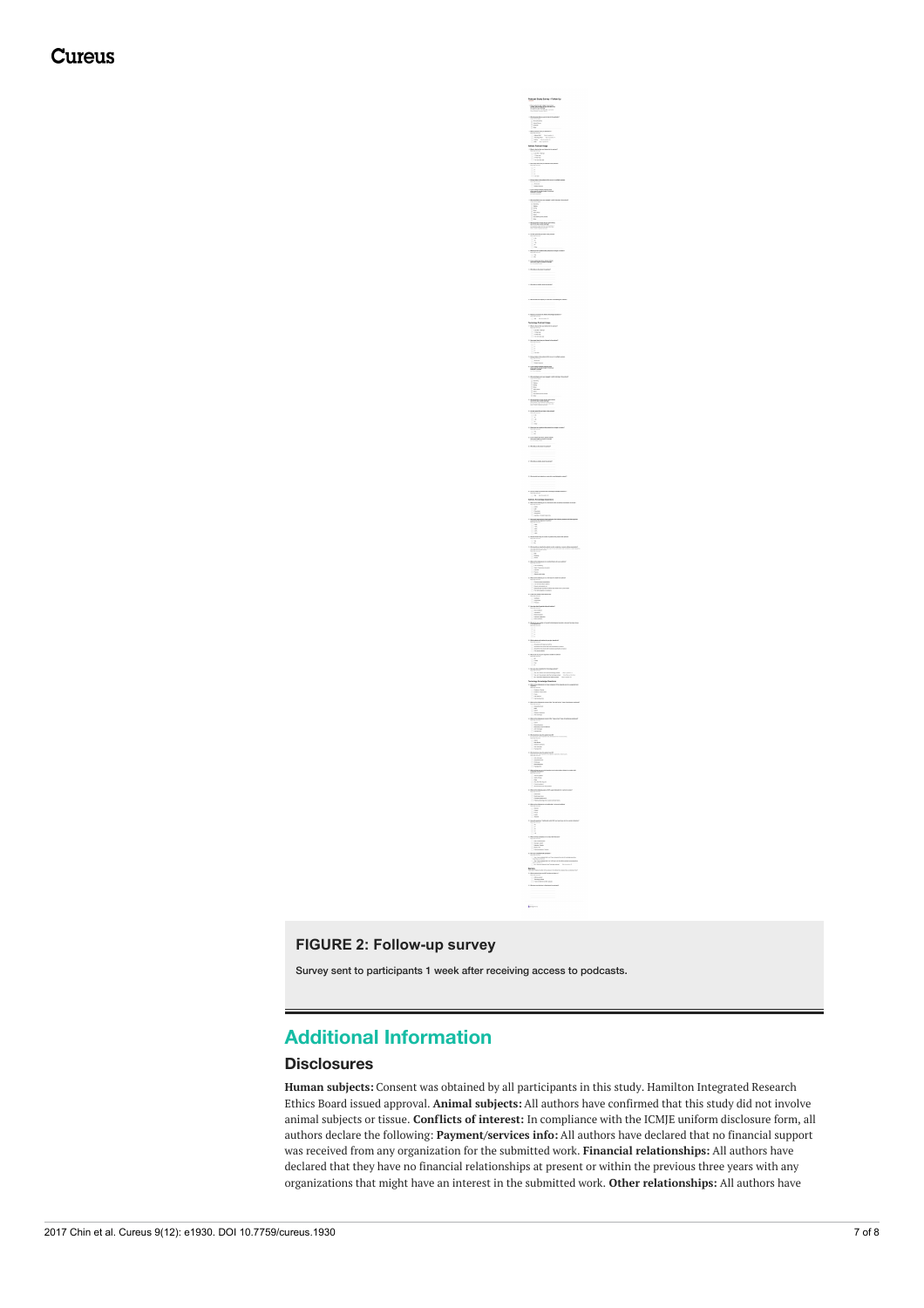**FIGURE 2: Follow-up survey**

Survey sent to participants 1 week after receiving access to podcasts.

## Additional Information

### Disclosures

**Human subjects:** Consent was obtained by all participants in this study. Hamilton Integrated Research Ethics Board issued approval. **Animal subjects:** All authors have confirmed that this study did not involve animal subjects or tissue. **Conflicts of interest:** In compliance with the ICMJE uniform disclosure form, all authors declare the following: **Payment/services info:** All authors have declared that no financial support was received from any organization for the submitted work. **Financial relationships:** All authors have declared that they have no financial relationships at present or within the previous three years with any organizations that might have an interest in the submitted work. **Other relationships:** All authors have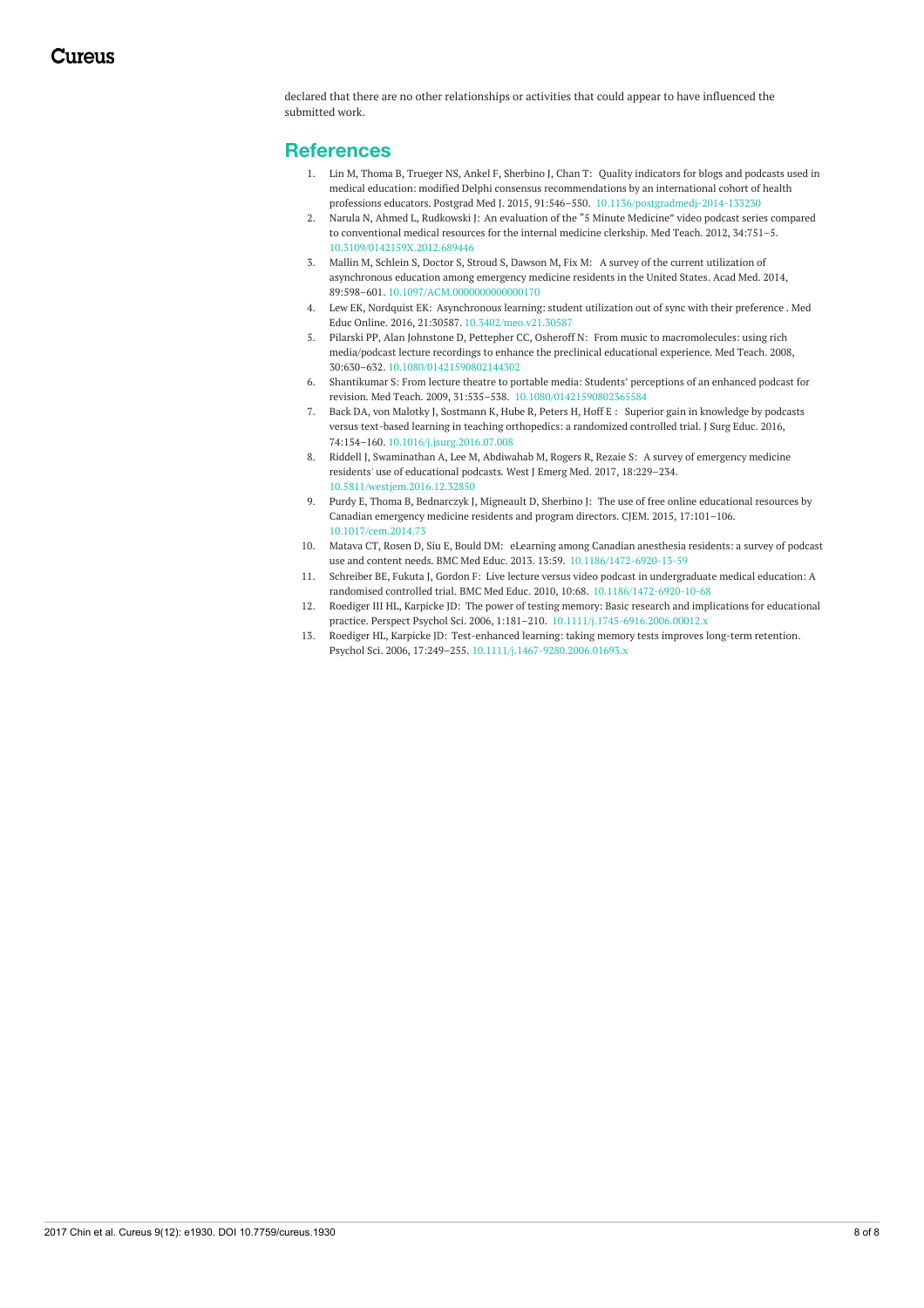declared that there are no other relationships or activities that could appear to have influenced the submitted work.

## References

1. Lin M, Thoma B, Trueger NS, Ankel F, Sherbino J, Chan T: Quality indicators for blogs and podcasts used in medical education: modified Delphi consensus recommendations by an international cohort of health professions educators. Postgrad Med J. 2015, 91:546–550. 10.1136/postgradmedj-2014-133230
2. Narula N, Ahmed L, Rudkowski J: An evaluation of the "5 Minute Medicine" video podcast series compared to conventional medical resources for the internal medicine clerkship. Med Teach. 2012, 34:751–5. 10.3109/0142159X.2012.689446
3. Mallin M, Schlein S, Doctor S, Stroud S, Dawson M, Fix M: A survey of the current utilization of asynchronous education among emergency medicine residents in the United States. Acad Med. 2014, 89:598–601. 10.1097/ACM.0000000000000170
4. Lew EK, Nordquist EK: Asynchronous learning: student utilization out of sync with their preference . Med Educ Online. 2016, 21:30587. 10.3402/meo.v21.30587
5. Pilarski PP, Alan Johnstone D, Pettepher CC, Osheroff N: From music to macromolecules: using rich media/podcast lecture recordings to enhance the preclinical educational experience. Med Teach. 2008, 30:630–632. 10.1080/01421590802144302
6. Shantikumar S: From lecture theatre to portable media: Students' perceptions of an enhanced podcast for revision. Med Teach. 2009, 31:535–538. 10.1080/01421590802365584
7. Back DA, von Malotky J, Sostmann K, Hube R, Peters H, Hoff E : Superior gain in knowledge by podcasts versus text-based learning in teaching orthopedics: a randomized controlled trial. J Surg Educ. 2016, 74:154–160. 10.1016/j.jsurg.2016.07.008
8. Riddell J, Swaminathan A, Lee M, Abdiwahab M, Rogers R, Rezaie S: A survey of emergency medicine residents' use of educational podcasts. West J Emerg Med. 2017, 18:229–234. 10.5811/westjem.2016.12.32850
9. Purdy E, Thoma B, Bednarczyk J, Migneault D, Sherbino J: The use of free online educational resources by Canadian emergency medicine residents and program directors. CJEM. 2015, 17:101–106. 10.1017/cem.2014.73
10. Matava CT, Rosen D, Siu E, Bould DM: eLearning among Canadian anesthesia residents: a survey of podcast use and content needs. BMC Med Educ. 2013. 13:59. 10.1186/1472-6920-13-59
11. Schreiber BE, Fukuta J, Gordon F: Live lecture versus video podcast in undergraduate medical education: A randomised controlled trial. BMC Med Educ. 2010, 10:68. 10.1186/1472-6920-10-68
12. Roediger III HL, Karpicke JD: The power of testing memory: Basic research and implications for educational practice. Perspect Psychol Sci. 2006, 1:181–210. 10.1111/j.1745-6916.2006.00012.x
13. Roediger HL, Karpicke JD: Test-enhanced learning: taking memory tests improves long-term retention. Psychol Sci. 2006, 17:249–255. 10.1111/j.1467-9280.2006.01693.x